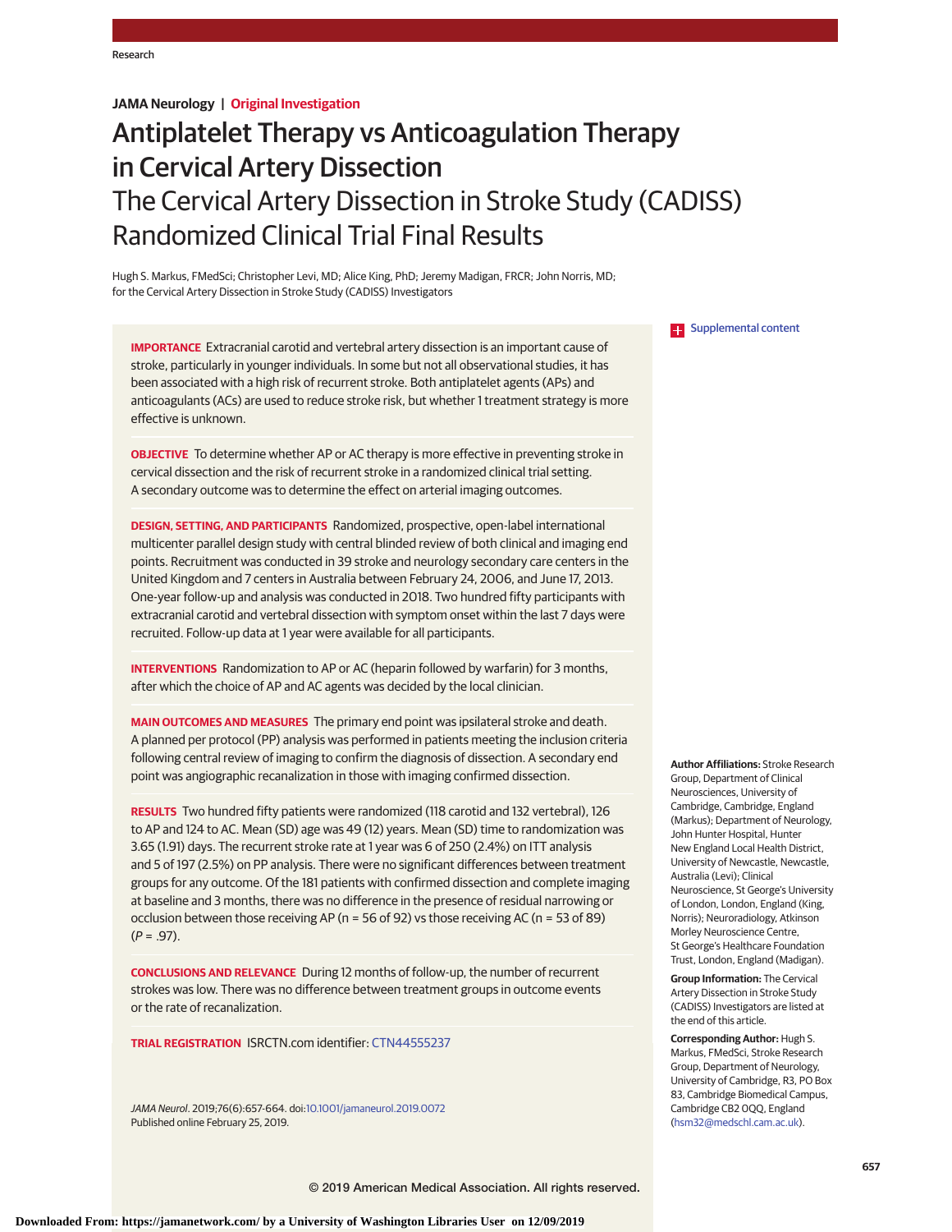JAMA Neurology | Original Investigation

# Antiplatelet Therapy vs Anticoagulation Therapy in Cervical Artery Dissection

## The Cervical Artery Dissection in Stroke Study (CADISS) Randomized Clinical Trial Final Results

Hugh S. Markus, FMedSci; Christopher Levi, MD; Alice King, PhD; Jeremy Madigan, FRCR; John Norris, MD; for the Cervical Artery Dissection in Stroke Study (CADISS) Investigators

Supplemental content

**IMPORTANCE** Extracranial carotid and vertebral artery dissection is an important cause of stroke, particularly in younger individuals. In some but not all observational studies, it has been associated with a high risk of recurrent stroke. Both antiplatelet agents (APs) and anticoagulants (ACs) are used to reduce stroke risk, but whether 1 treatment strategy is more effective is unknown.

**OBJECTIVE** To determine whether AP or AC therapy is more effective in preventing stroke in cervical dissection and the risk of recurrent stroke in a randomized clinical trial setting. A secondary outcome was to determine the effect on arterial imaging outcomes.

**DESIGN, SETTING, AND PARTICIPANTS** Randomized, prospective, open-label international multicenter parallel design study with central blinded review of both clinical and imaging end points. Recruitment was conducted in 39 stroke and neurology secondary care centers in the United Kingdom and 7 centers in Australia between February 24, 2006, and June 17, 2013. One-year follow-up and analysis was conducted in 2018. Two hundred fifty participants with extracranial carotid and vertebral dissection with symptom onset within the last 7 days were recruited. Follow-up data at 1 year were available for all participants.

**INTERVENTIONS** Randomization to AP or AC (heparin followed by warfarin) for 3 months, after which the choice of AP and AC agents was decided by the local clinician.

**MAIN OUTCOMES AND MEASURES** The primary end point was ipsilateral stroke and death. A planned per protocol (PP) analysis was performed in patients meeting the inclusion criteria following central review of imaging to confirm the diagnosis of dissection. A secondary end point was angiographic recanalization in those with imaging confirmed dissection.

**RESULTS** Two hundred fifty patients were randomized (118 carotid and 132 vertebral), 126 to AP and 124 to AC. Mean (SD) age was 49 (12) years. Mean (SD) time to randomization was 3.65 (1.91) days. The recurrent stroke rate at 1 year was 6 of 250 (2.4%) on ITT analysis and 5 of 197 (2.5%) on PP analysis. There were no significant differences between treatment groups for any outcome. Of the 181 patients with confirmed dissection and complete imaging at baseline and 3 months, there was no difference in the presence of residual narrowing or occlusion between those receiving AP (n = 56 of 92) vs those receiving AC (n = 53 of 89) (*P* = .97).

**CONCLUSIONS AND RELEVANCE** During 12 months of follow-up, the number of recurrent strokes was low. There was no difference between treatment groups in outcome events or the rate of recanalization.

**TRIAL REGISTRATION** ISRCTN.com identifier: CTN44555237

*JAMA Neurol*. 2019;76(6):657-664. doi:10.1001/jamaneurol.2019.0072
Published online February 25, 2019.

**Author Affiliations:** Stroke Research Group, Department of Clinical Neurosciences, University of Cambridge, Cambridge, England (Markus); Department of Neurology, John Hunter Hospital, Hunter New England Local Health District, University of Newcastle, Newcastle, Australia (Levi); Clinical Neuroscience, St George's University of London, London, England (King, Norris); Neuroradiology, Atkinson Morley Neuroscience Centre, St George's Healthcare Foundation Trust, London, England (Madigan).

**Group Information:** The Cervical Artery Dissection in Stroke Study (CADISS) Investigators are listed at the end of this article.

**Corresponding Author:** Hugh S. Markus, FMedSci, Stroke Research Group, Department of Neurology, University of Cambridge, R3, PO Box 83, Cambridge Biomedical Campus, Cambridge CB2 0QQ, England (hsm32@medschl.cam.ac.uk).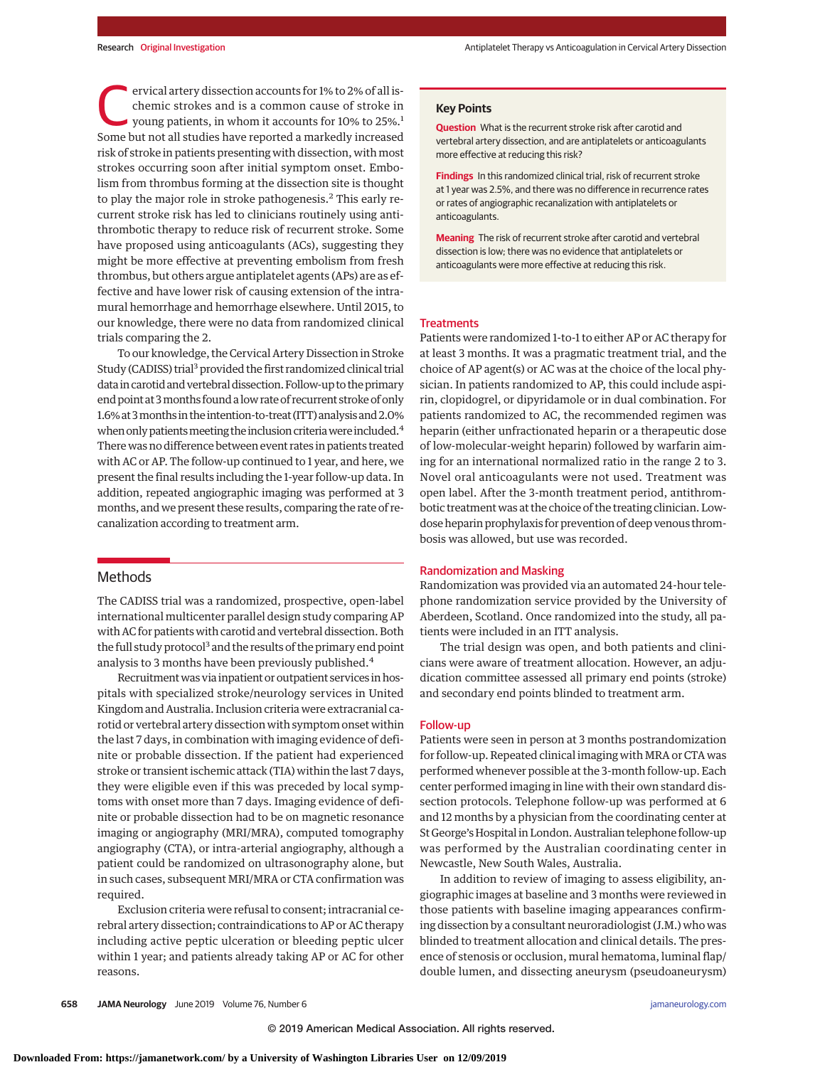Cervical artery dissection accounts for 1% to 2% of all ischemic strokes and is a common cause of stroke in young patients, in whom it accounts for 10% to 25%.[1] Some but not all studies have reported a markedly increased risk of stroke in patients presenting with dissection, with most strokes occurring soon after initial symptom onset. Embolism from thrombus forming at the dissection site is thought to play the major role in stroke pathogenesis.[2] This early recurrent stroke risk has led to clinicians routinely using antithrombotic therapy to reduce risk of recurrent stroke. Some have proposed using anticoagulants (ACs), suggesting they might be more effective at preventing embolism from fresh thrombus, but others argue antiplatelet agents (APs) are as effective and have lower risk of causing extension of the intramural hemorrhage and hemorrhage elsewhere. Until 2015, to our knowledge, there were no data from randomized clinical trials comparing the 2.

To our knowledge, the Cervical Artery Dissection in Stroke Study (CADISS) trial[3] provided the first randomized clinical trial data in carotid and vertebral dissection. Follow-up to the primary end point at 3 months found a low rate of recurrent stroke of only 1.6% at 3 months in the intention-to-treat (ITT) analysis and 2.0% when only patients meeting the inclusion criteria were included.[4] There was no difference between event rates in patients treated with AC or AP. The follow-up continued to 1 year, and here, we present the final results including the 1-year follow-up data. In addition, repeated angiographic imaging was performed at 3 months, and we present these results, comparing the rate of recanalization according to treatment arm.

## Key Points

**Question** What is the recurrent stroke risk after carotid and vertebral artery dissection, and are antiplatelets or anticoagulants more effective at reducing this risk?

**Findings** In this randomized clinical trial, risk of recurrent stroke at 1 year was 2.5%, and there was no difference in recurrence rates or rates of angiographic recanalization with antiplatelets or anticoagulants.

**Meaning** The risk of recurrent stroke after carotid and vertebral dissection is low; there was no evidence that antiplatelets or anticoagulants were more effective at reducing this risk.

## Methods

The CADISS trial was a randomized, prospective, open-label international multicenter parallel design study comparing AP with AC for patients with carotid and vertebral dissection. Both the full study protocol[3] and the results of the primary end point analysis to 3 months have been previously published.[4]

Recruitment was via inpatient or outpatient services in hospitals with specialized stroke/neurology services in United Kingdom and Australia. Inclusion criteria were extracranial carotid or vertebral artery dissection with symptom onset within the last 7 days, in combination with imaging evidence of definite or probable dissection. If the patient had experienced stroke or transient ischemic attack (TIA) within the last 7 days, they were eligible even if this was preceded by local symptoms with onset more than 7 days. Imaging evidence of definite or probable dissection had to be on magnetic resonance imaging or angiography (MRI/MRA), computed tomography angiography (CTA), or intra-arterial angiography, although a patient could be randomized on ultrasonography alone, but in such cases, subsequent MRI/MRA or CTA confirmation was required.

Exclusion criteria were refusal to consent; intracranial cerebral artery dissection; contraindications to AP or AC therapy including active peptic ulceration or bleeding peptic ulcer within 1 year; and patients already taking AP or AC for other reasons.

### Treatments

Patients were randomized 1-to-1 to either AP or AC therapy for at least 3 months. It was a pragmatic treatment trial, and the choice of AP agent(s) or AC was at the choice of the local physician. In patients randomized to AP, this could include aspirin, clopidogrel, or dipyridamole or in dual combination. For patients randomized to AC, the recommended regimen was heparin (either unfractionated heparin or a therapeutic dose of low-molecular-weight heparin) followed by warfarin aiming for an international normalized ratio in the range 2 to 3. Novel oral anticoagulants were not used. Treatment was open label. After the 3-month treatment period, antithrombotic treatment was at the choice of the treating clinician. Low-dose heparin prophylaxis for prevention of deep venous thrombosis was allowed, but use was recorded.

### Randomization and Masking

Randomization was provided via an automated 24-hour telephone randomization service provided by the University of Aberdeen, Scotland. Once randomized into the study, all patients were included in an ITT analysis.

The trial design was open, and both patients and clinicians were aware of treatment allocation. However, an adjudication committee assessed all primary end points (stroke) and secondary end points blinded to treatment arm.

### Follow-up

Patients were seen in person at 3 months postrandomization for follow-up. Repeated clinical imaging with MRA or CTA was performed whenever possible at the 3-month follow-up. Each center performed imaging in line with their own standard dissection protocols. Telephone follow-up was performed at 6 and 12 months by a physician from the coordinating center at St George's Hospital in London. Australian telephone follow-up was performed by the Australian coordinating center in Newcastle, New South Wales, Australia.

In addition to review of imaging to assess eligibility, angiographic images at baseline and 3 months were reviewed in those patients with baseline imaging appearances confirming dissection by a consultant neuroradiologist (J.M.) who was blinded to treatment allocation and clinical details. The presence of stenosis or occlusion, mural hematoma, luminal flap/double lumen, and dissecting aneurysm (pseudoaneurysm)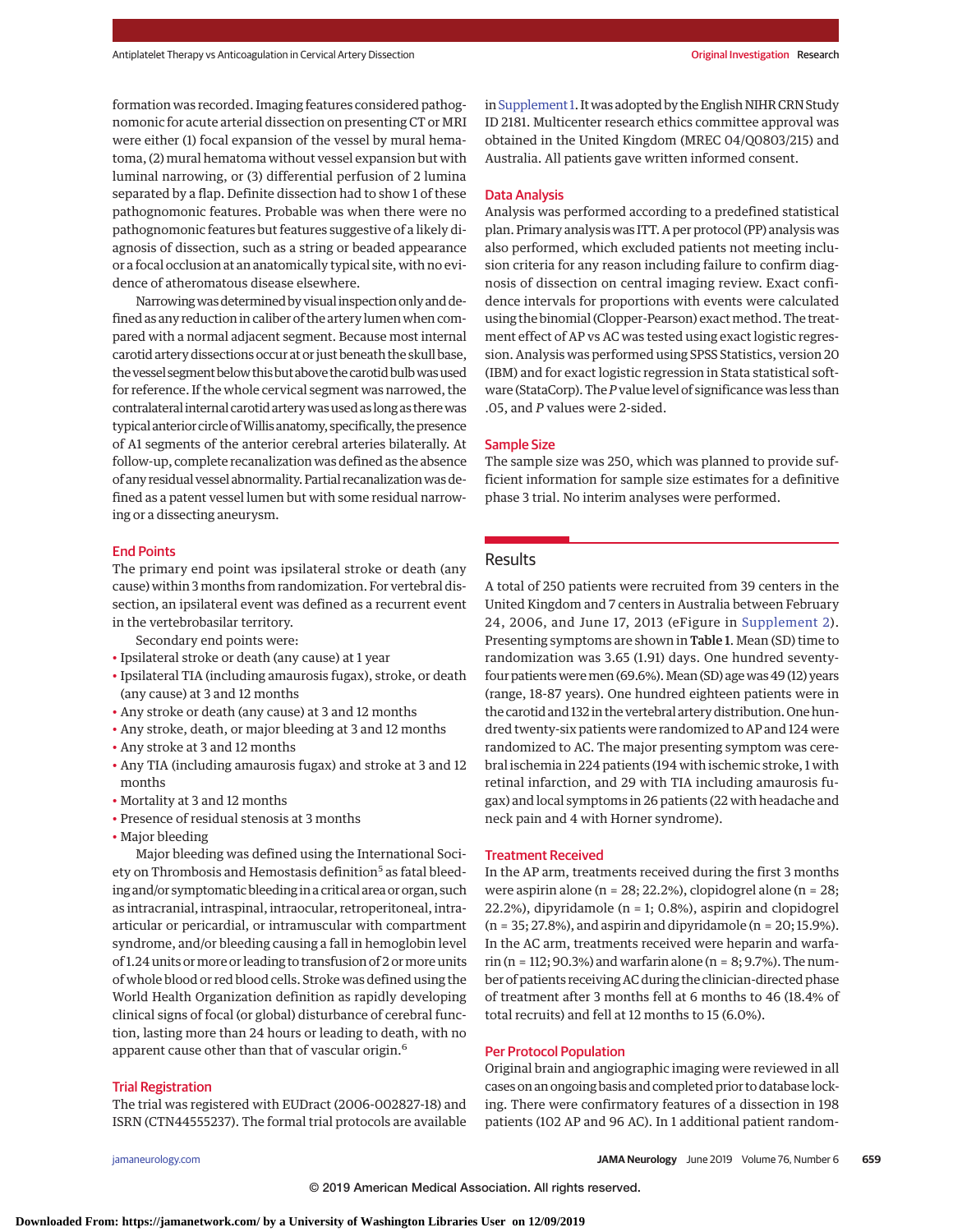formation was recorded. Imaging features considered pathognomonic for acute arterial dissection on presenting CT or MRI were either (1) focal expansion of the vessel by mural hematoma, (2) mural hematoma without vessel expansion but with luminal narrowing, or (3) differential perfusion of 2 lumina separated by a flap. Definite dissection had to show 1 of these pathognomonic features. Probable was when there were no pathognomonic features but features suggestive of a likely diagnosis of dissection, such as a string or beaded appearance or a focal occlusion at an anatomically typical site, with no evidence of atheromatous disease elsewhere.

Narrowing was determined by visual inspection only and defined as any reduction in caliber of the artery lumen when compared with a normal adjacent segment. Because most internal carotid artery dissections occur at or just beneath the skull base, the vessel segment below this but above the carotid bulb was used for reference. If the whole cervical segment was narrowed, the contralateral internal carotid artery was used as long as there was typical anterior circle of Willis anatomy, specifically, the presence of A1 segments of the anterior cerebral arteries bilaterally. At follow-up, complete recanalization was defined as the absence of any residual vessel abnormality. Partial recanalization was defined as a patent vessel lumen but with some residual narrowing or a dissecting aneurysm.

## End Points

The primary end point was ipsilateral stroke or death (any cause) within 3 months from randomization. For vertebral dissection, an ipsilateral event was defined as a recurrent event in the vertebrobasilar territory.

Secondary end points were:

- Ipsilateral stroke or death (any cause) at 1 year
- Ipsilateral TIA (including amaurosis fugax), stroke, or death (any cause) at 3 and 12 months
- Any stroke or death (any cause) at 3 and 12 months
- Any stroke, death, or major bleeding at 3 and 12 months
- Any stroke at 3 and 12 months
- Any TIA (including amaurosis fugax) and stroke at 3 and 12 months
- Mortality at 3 and 12 months
- Presence of residual stenosis at 3 months
- Major bleeding

Major bleeding was defined using the International Society on Thrombosis and Hemostasis definition[5] as fatal bleeding and/or symptomatic bleeding in a critical area or organ, such as intracranial, intraspinal, intraocular, retroperitoneal, intra-articular or pericardial, or intramuscular with compartment syndrome, and/or bleeding causing a fall in hemoglobin level of 1.24 units or more or leading to transfusion of 2 or more units of whole blood or red blood cells. Stroke was defined using the World Health Organization definition as rapidly developing clinical signs of focal (or global) disturbance of cerebral function, lasting more than 24 hours or leading to death, with no apparent cause other than that of vascular origin.[6]

## Trial Registration

The trial was registered with EUDract (2006-002827-18) and ISRN (CTN44555237). The formal trial protocols are available in Supplement 1. It was adopted by the English NIHR CRN Study ID 2181. Multicenter research ethics committee approval was obtained in the United Kingdom (MREC 04/Q0803/215) and Australia. All patients gave written informed consent.

## Data Analysis

Analysis was performed according to a predefined statistical plan. Primary analysis was ITT. A per protocol (PP) analysis was also performed, which excluded patients not meeting inclusion criteria for any reason including failure to confirm diagnosis of dissection on central imaging review. Exact confidence intervals for proportions with events were calculated using the binomial (Clopper-Pearson) exact method. The treatment effect of AP vs AC was tested using exact logistic regression. Analysis was performed using SPSS Statistics, version 20 (IBM) and for exact logistic regression in Stata statistical software (StataCorp). The *P* value level of significance was less than .05, and *P* values were 2-sided.

## Sample Size

The sample size was 250, which was planned to provide sufficient information for sample size estimates for a definitive phase 3 trial. No interim analyses were performed.

# Results

A total of 250 patients were recruited from 39 centers in the United Kingdom and 7 centers in Australia between February 24, 2006, and June 17, 2013 (eFigure in Supplement 2). Presenting symptoms are shown in **Table 1**. Mean (SD) time to randomization was 3.65 (1.91) days. One hundred seventy-four patients were men (69.6%). Mean (SD) age was 49 (12) years (range, 18-87 years). One hundred eighteen patients were in the carotid and 132 in the vertebral artery distribution. One hundred twenty-six patients were randomized to AP and 124 were randomized to AC. The major presenting symptom was cerebral ischemia in 224 patients (194 with ischemic stroke, 1 with retinal infarction, and 29 with TIA including amaurosis fugax) and local symptoms in 26 patients (22 with headache and neck pain and 4 with Horner syndrome).

## Treatment Received

In the AP arm, treatments received during the first 3 months were aspirin alone (n = 28; 22.2%), clopidogrel alone (n = 28; 22.2%), dipyridamole (n = 1; 0.8%), aspirin and clopidogrel (n = 35; 27.8%), and aspirin and dipyridamole (n = 20; 15.9%). In the AC arm, treatments received were heparin and warfarin (n = 112; 90.3%) and warfarin alone (n = 8; 9.7%). The number of patients receiving AC during the clinician-directed phase of treatment after 3 months fell at 6 months to 46 (18.4% of total recruits) and fell at 12 months to 15 (6.0%).

## Per Protocol Population

Original brain and angiographic imaging were reviewed in all cases on an ongoing basis and completed prior to database locking. There were confirmatory features of a dissection in 198 patients (102 AP and 96 AC). In 1 additional patient random-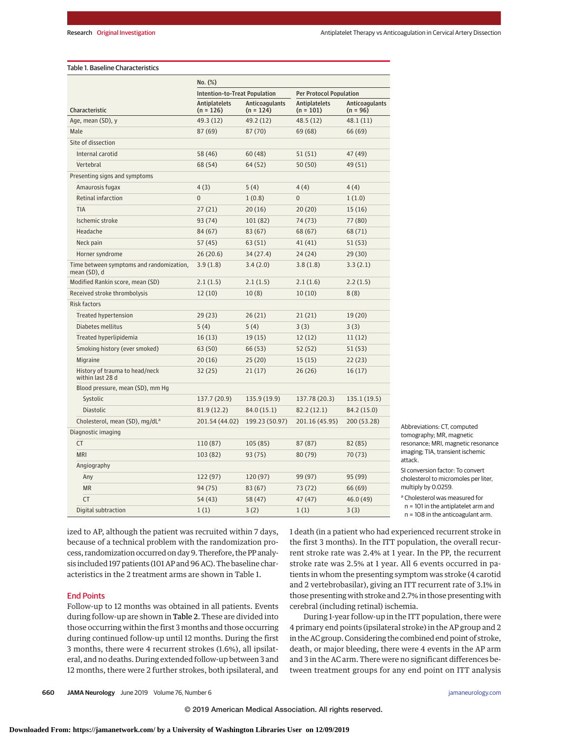Table 1. Baseline Characteristics

| Characteristic | No. (%) | | | |
|---|---|---|---|---|
| | Intention-to-Treat Population | | Per Protocol Population | |
| | Antiplatelets (n = 126) | Anticoagulants (n = 124) | Antiplatelets (n = 101) | Anticoagulants (n = 96) |
| Age, mean (SD), y | 49.3 (12) | 49.2 (12) | 48.5 (12) | 48.1 (11) |
| Male | 87 (69) | 87 (70) | 69 (68) | 66 (69) |
| Site of dissection | | | | |
| Internal carotid | 58 (46) | 60 (48) | 51 (51) | 47 (49) |
| Vertebral | 68 (54) | 64 (52) | 50 (50) | 49 (51) |
| Presenting signs and symptoms | | | | |
| Amaurosis fugax | 4 (3) | 5 (4) | 4 (4) | 4 (4) |
| Retinal infarction | 0 | 1 (0.8) | 0 | 1 (1.0) |
| TIA | 27 (21) | 20 (16) | 20 (20) | 15 (16) |
| Ischemic stroke | 93 (74) | 101 (82) | 74 (73) | 77 (80) |
| Headache | 84 (67) | 83 (67) | 68 (67) | 68 (71) |
| Neck pain | 57 (45) | 63 (51) | 41 (41) | 51 (53) |
| Horner syndrome | 26 (20.6) | 34 (27.4) | 24 (24) | 29 (30) |
| Time between symptoms and randomization, mean (SD), d | 3.9 (1.8) | 3.4 (2.0) | 3.8 (1.8) | 3.3 (2.1) |
| Modified Rankin score, mean (SD) | 2.1 (1.5) | 2.1 (1.5) | 2.1 (1.6) | 2.2 (1.5) |
| Received stroke thrombolysis | 12 (10) | 10 (8) | 10 (10) | 8 (8) |
| Risk factors | | | | |
| Treated hypertension | 29 (23) | 26 (21) | 21 (21) | 19 (20) |
| Diabetes mellitus | 5 (4) | 5 (4) | 3 (3) | 3 (3) |
| Treated hyperlipidemia | 16 (13) | 19 (15) | 12 (12) | 11 (12) |
| Smoking history (ever smoked) | 63 (50) | 66 (53) | 52 (52) | 51 (53) |
| Migraine | 20 (16) | 25 (20) | 15 (15) | 22 (23) |
| History of trauma to head/neck within last 28 d | 32 (25) | 21 (17) | 26 (26) | 16 (17) |
| Blood pressure, mean (SD), mm Hg | | | | |
| Systolic | 137.7 (20.9) | 135.9 (19.9) | 137.78 (20.3) | 135.1 (19.5) |
| Diastolic | 81.9 (12.2) | 84.0 (15.1) | 82.2 (12.1) | 84.2 (15.0) |
| Cholesterol, mean (SD), mg/dL[a] | 201.54 (44.02) | 199.23 (50.97) | 201.16 (45.95) | 200 (53.28) |
| Diagnostic imaging | | | | |
| CT | 110 (87) | 105 (85) | 87 (87) | 82 (85) |
| MRI | 103 (82) | 93 (75) | 80 (79) | 70 (73) |
| Angiography | | | | |
| Any | 122 (97) | 120 (97) | 99 (97) | 95 (99) |
| MR | 94 (75) | 83 (67) | 73 (72) | 66 (69) |
| CT | 54 (43) | 58 (47) | 47 (47) | 46.0 (49) |
| Digital subtraction | 1 (1) | 3 (2) | 1 (1) | 3 (3) |

Abbreviations: CT, computed tomography; MR, magnetic resonance; MRI, magnetic resonance imaging; TIA, transient ischemic attack.

SI conversion factor: To convert cholesterol to micromoles per liter, multiply by 0.0259.

[a] Cholesterol was measured for n = 101 in the antiplatelet arm and n = 108 in the anticoagulant arm.

ized to AP, although the patient was recruited within 7 days, because of a technical problem with the randomization process, randomization occurred on day 9. Therefore, the PP analysis included 197 patients (101 AP and 96 AC). The baseline characteristics in the 2 treatment arms are shown in Table 1.

## End Points

Follow-up to 12 months was obtained in all patients. Events during follow-up are shown in **Table 2**. These are divided into those occurring within the first 3 months and those occurring during continued follow-up until 12 months. During the first 3 months, there were 4 recurrent strokes (1.6%), all ipsilateral, and no deaths. During extended follow-up between 3 and 12 months, there were 2 further strokes, both ipsilateral, and 1 death (in a patient who had experienced recurrent stroke in the first 3 months). In the ITT population, the overall recurrent stroke rate was 2.4% at 1 year. In the PP, the recurrent stroke rate was 2.5% at 1 year. All 6 events occurred in patients in whom the presenting symptom was stroke (4 carotid and 2 vertebrobasilar), giving an ITT recurrent rate of 3.1% in those presenting with stroke and 2.7% in those presenting with cerebral (including retinal) ischemia.

During 1-year follow-up in the ITT population, there were 4 primary end points (ipsilateral stroke) in the AP group and 2 in the AC group. Considering the combined end point of stroke, death, or major bleeding, there were 4 events in the AP arm and 3 in the AC arm. There were no significant differences between treatment groups for any end point on ITT analysis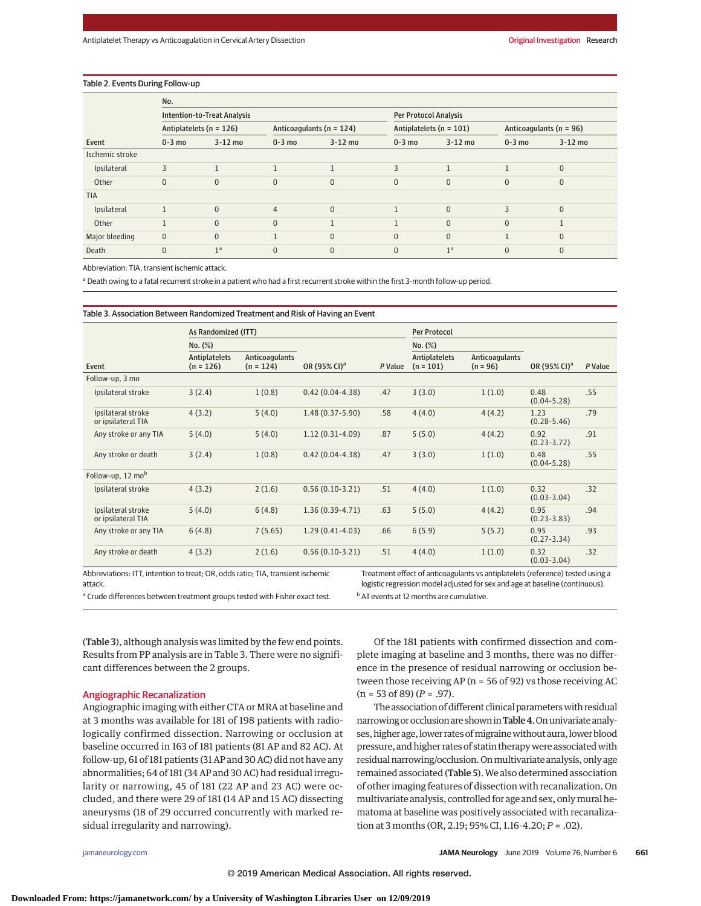Table 2. Events During Follow-up

| Event | No. | | | | | | | |
|---|---|---|---|---|---|---|---|---|
| | Intention-to-Treat Analysis | | | | Per Protocol Analysis | | | |
| | Antiplatelets (n = 126) | | Anticoagulants (n = 124) | | Antiplatelets (n = 101) | | Anticoagulants (n = 96) | |
| | 0-3 mo | 3-12 mo | 0-3 mo | 3-12 mo | 0-3 mo | 3-12 mo | 0-3 mo | 3-12 mo |
| Ischemic stroke | | | | | | | | |
| Ipsilateral | 3 | 1 | 1 | 1 | 3 | 1 | 1 | 0 |
| Other | 0 | 0 | 0 | 0 | 0 | 0 | 0 | 0 |
| TIA | | | | | | | | |
| Ipsilateral | 1 | 0 | 4 | 0 | 1 | 0 | 3 | 0 |
| Other | 1 | 0 | 0 | 1 | 1 | 0 | 0 | 1 |
| Major bleeding | 0 | 0 | 1 | 0 | 0 | 0 | 1 | 0 |
| Death | 0 | 1[a] | 0 | 0 | 0 | 1[a] | 0 | 0 |

Abbreviation: TIA, transient ischemic attack.

[a] Death owing to a fatal recurrent stroke in a patient who had a first recurrent stroke within the first 3-month follow-up period.

Table 3. Association Between Randomized Treatment and Risk of Having an Event

| Event | As Randomized (ITT) | | | | Per Protocol | | | |
|---|---|---|---|---|---|---|---|---|
| | No. (%) | | | | No. (%) | | | |
| | Antiplatelets (n = 126) | Anticoagulants (n = 124) | OR (95% CI)[a] | P Value | Antiplatelets (n = 101) | Anticoagulants (n = 96) | OR (95% CI)[a] | P Value |
| Follow-up, 3 mo | | | | | | | | |
| Ipsilateral stroke | 3 (2.4) | 1 (0.8) | 0.42 (0.04-4.38) | .47 | 3 (3.0) | 1 (1.0) | 0.48 (0.04-5.28) | .55 |
| Ipsilateral stroke or ipsilateral TIA | 4 (3.2) | 5 (4.0) | 1.48 (0.37-5.90) | .58 | 4 (4.0) | 4 (4.2) | 1.23 (0.28-5.46) | .79 |
| Any stroke or any TIA | 5 (4.0) | 5 (4.0) | 1.12 (0.31-4.09) | .87 | 5 (5.0) | 4 (4.2) | 0.92 (0.23-3.72) | .91 |
| Any stroke or death | 3 (2.4) | 1 (0.8) | 0.42 (0.04-4.38) | .47 | 3 (3.0) | 1 (1.0) | 0.48 (0.04-5.28) | .55 |
| Follow-up, 12 mo[b] | | | | | | | | |
| Ipsilateral stroke | 4 (3.2) | 2 (1.6) | 0.56 (0.10-3.21) | .51 | 4 (4.0) | 1 (1.0) | 0.32 (0.03-3.04) | .32 |
| Ipsilateral stroke or ipsilateral TIA | 5 (4.0) | 6 (4.8) | 1.36 (0.39-4.71) | .63 | 5 (5.0) | 4 (4.2) | 0.95 (0.23-3.83) | .94 |
| Any stroke or any TIA | 6 (4.8) | 7 (5.65) | 1.29 (0.41-4.03) | .66 | 6 (5.9) | 5 (5.2) | 0.95 (0.27-3.34) | .93 |
| Any stroke or death | 4 (3.2) | 2 (1.6) | 0.56 (0.10-3.21) | .51 | 4 (4.0) | 1 (1.0) | 0.32 (0.03-3.04) | .32 |

Abbreviations: ITT, intention to treat; OR, odds ratio; TIA, transient ischemic attack.

[a] Crude differences between treatment groups tested with Fisher exact test.

Treatment effect of anticoagulants vs antiplatelets (reference) tested using a logistic regression model adjusted for sex and age at baseline (continuous).

[b] All events at 12 months are cumulative.

(Table 3), although analysis was limited by the few end points. Results from PP analysis are in Table 3. There were no significant differences between the 2 groups.

## Angiographic Recanalization

Angiographic imaging with either CTA or MRA at baseline and at 3 months was available for 181 of 198 patients with radiologically confirmed dissection. Narrowing or occlusion at baseline occurred in 163 of 181 patients (81 AP and 82 AC). At follow-up, 61 of 181 patients (31 AP and 30 AC) did not have any abnormalities; 64 of 181 (34 AP and 30 AC) had residual irregularity or narrowing, 45 of 181 (22 AP and 23 AC) were occluded, and there were 29 of 181 (14 AP and 15 AC) dissecting aneurysms (18 of 29 occurred concurrently with marked residual irregularity and narrowing).

Of the 181 patients with confirmed dissection and complete imaging at baseline and 3 months, there was no difference in the presence of residual narrowing or occlusion between those receiving AP (n = 56 of 92) vs those receiving AC (n = 53 of 89) (*P* = .97).

The association of different clinical parameters with residual narrowing or occlusion are shown in Table 4. On univariate analyses, higher age, lower rates of migraine without aura, lower blood pressure, and higher rates of statin therapy were associated with residual narrowing/occlusion. On multivariate analysis, only age remained associated (Table 5). We also determined association of other imaging features of dissection with recanalization. On multivariate analysis, controlled for age and sex, only mural hematoma at baseline was positively associated with recanalization at 3 months (OR, 2.19; 95% CI, 1.16-4.20; *P* = .02).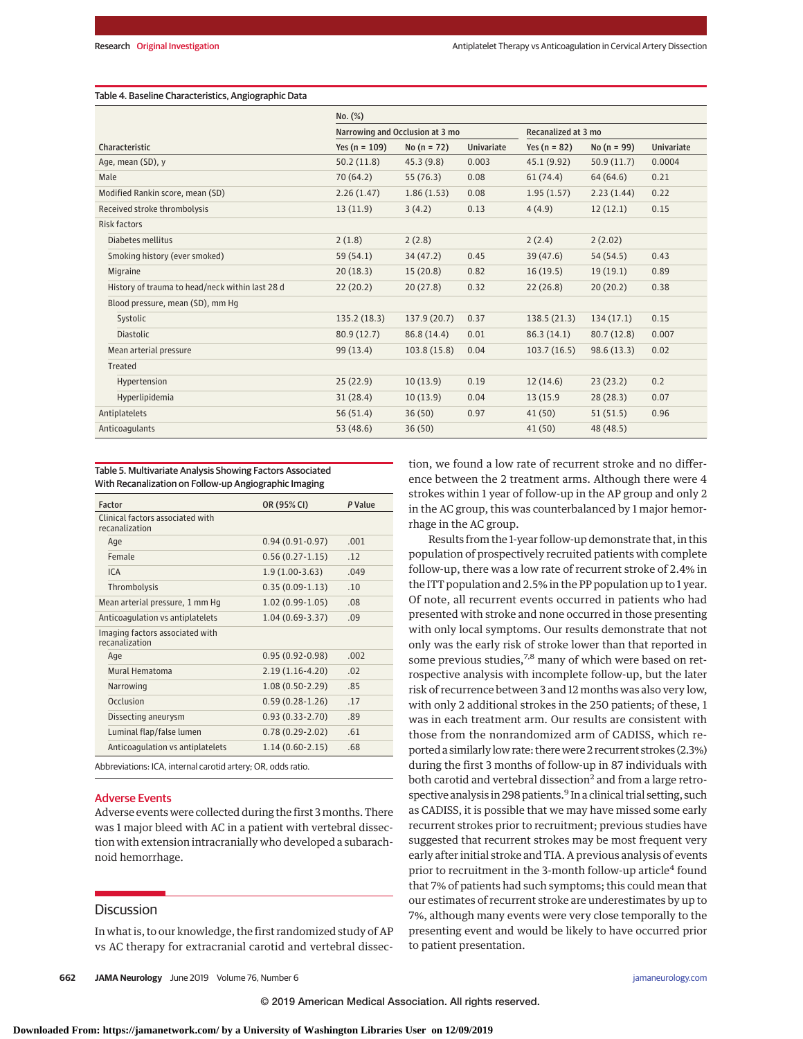Table 4. Baseline Characteristics, Angiographic Data

| Characteristic | No. (%) | | | | | |
|---|---|---|---|---|---|---|
| | Narrowing and Occlusion at 3 mo | | | Recanalized at 3 mo | | |
| | Yes (n = 109) | No (n = 72) | Univariate | Yes (n = 82) | No (n = 99) | Univariate |
| Age, mean (SD), y | 50.2 (11.8) | 45.3 (9.8) | 0.003 | 45.1 (9.92) | 50.9 (11.7) | 0.0004 |
| Male | 70 (64.2) | 55 (76.3) | 0.08 | 61 (74.4) | 64 (64.6) | 0.21 |
| Modified Rankin score, mean (SD) | 2.26 (1.47) | 1.86 (1.53) | 0.08 | 1.95 (1.57) | 2.23 (1.44) | 0.22 |
| Received stroke thrombolysis | 13 (11.9) | 3 (4.2) | 0.13 | 4 (4.9) | 12 (12.1) | 0.15 |
| Risk factors | | | | | | |
| Diabetes mellitus | 2 (1.8) | 2 (2.8) | | 2 (2.4) | 2 (2.02) | |
| Smoking history (ever smoked) | 59 (54.1) | 34 (47.2) | 0.45 | 39 (47.6) | 54 (54.5) | 0.43 |
| Migraine | 20 (18.3) | 15 (20.8) | 0.82 | 16 (19.5) | 19 (19.1) | 0.89 |
| History of trauma to head/neck within last 28 d | 22 (20.2) | 20 (27.8) | 0.32 | 22 (26.8) | 20 (20.2) | 0.38 |
| Blood pressure, mean (SD), mm Hg | | | | | | |
| Systolic | 135.2 (18.3) | 137.9 (20.7) | 0.37 | 138.5 (21.3) | 134 (17.1) | 0.15 |
| Diastolic | 80.9 (12.7) | 86.8 (14.4) | 0.01 | 86.3 (14.1) | 80.7 (12.8) | 0.007 |
| Mean arterial pressure | 99 (13.4) | 103.8 (15.8) | 0.04 | 103.7 (16.5) | 98.6 (13.3) | 0.02 |
| Treated | | | | | | |
| Hypertension | 25 (22.9) | 10 (13.9) | 0.19 | 12 (14.6) | 23 (23.2) | 0.2 |
| Hyperlipidemia | 31 (28.4) | 10 (13.9) | 0.04 | 13 (15.9 | 28 (28.3) | 0.07 |
| Antiplatelets | 56 (51.4) | 36 (50) | 0.97 | 41 (50) | 51 (51.5) | 0.96 |
| Anticoagulants | 53 (48.6) | 36 (50) | | 41 (50) | 48 (48.5) | |

Table 5. Multivariate Analysis Showing Factors Associated With Recanalization on Follow-up Angiographic Imaging

| Factor | OR (95% CI) | *P* Value |
|---|---|---|
| Clinical factors associated with recanalization | | |
| Age | 0.94 (0.91-0.97) | .001 |
| Female | 0.56 (0.27-1.15) | .12 |
| ICA | 1.9 (1.00-3.63) | .049 |
| Thrombolysis | 0.35 (0.09-1.13) | .10 |
| Mean arterial pressure, 1 mm Hg | 1.02 (0.99-1.05) | .08 |
| Anticoagulation vs antiplatelets | 1.04 (0.69-3.37) | .09 |
| Imaging factors associated with recanalization | | |
| Age | 0.95 (0.92-0.98) | .002 |
| Mural Hematoma | 2.19 (1.16-4.20) | .02 |
| Narrowing | 1.08 (0.50-2.29) | .85 |
| Occlusion | 0.59 (0.28-1.26) | .17 |
| Dissecting aneurysm | 0.93 (0.33-2.70) | .89 |
| Luminal flap/false lumen | 0.78 (0.29-2.02) | .61 |
| Anticoagulation vs antiplatelets | 1.14 (0.60-2.15) | .68 |

Abbreviations: ICA, internal carotid artery; OR, odds ratio.

## Adverse Events

Adverse events were collected during the first 3 months. There was 1 major bleed with AC in a patient with vertebral dissection with extension intracranially who developed a subarachnoid hemorrhage.

## Discussion

In what is, to our knowledge, the first randomized study of AP vs AC therapy for extracranial carotid and vertebral dissection, we found a low rate of recurrent stroke and no difference between the 2 treatment arms. Although there were 4 strokes within 1 year of follow-up in the AP group and only 2 in the AC group, this was counterbalanced by 1 major hemorrhage in the AC group.

Results from the 1-year follow-up demonstrate that, in this population of prospectively recruited patients with complete follow-up, there was a low rate of recurrent stroke of 2.4% in the ITT population and 2.5% in the PP population up to 1 year. Of note, all recurrent events occurred in patients who had presented with stroke and none occurred in those presenting with only local symptoms. Our results demonstrate that not only was the early risk of stroke lower than that reported in some previous studies,[7,8] many of which were based on retrospective analysis with incomplete follow-up, but the later risk of recurrence between 3 and 12 months was also very low, with only 2 additional strokes in the 250 patients; of these, 1 was in each treatment arm. Our results are consistent with those from the nonrandomized arm of CADISS, which reported a similarly low rate: there were 2 recurrent strokes (2.3%) during the first 3 months of follow-up in 87 individuals with both carotid and vertebral dissection[2] and from a large retrospective analysis in 298 patients.[9] In a clinical trial setting, such as CADISS, it is possible that we may have missed some early recurrent strokes prior to recruitment; previous studies have suggested that recurrent strokes may be most frequent very early after initial stroke and TIA. A previous analysis of events prior to recruitment in the 3-month follow-up article[4] found that 7% of patients had such symptoms; this could mean that our estimates of recurrent stroke are underestimates by up to 7%, although many events were very close temporally to the presenting event and would be likely to have occurred prior to patient presentation.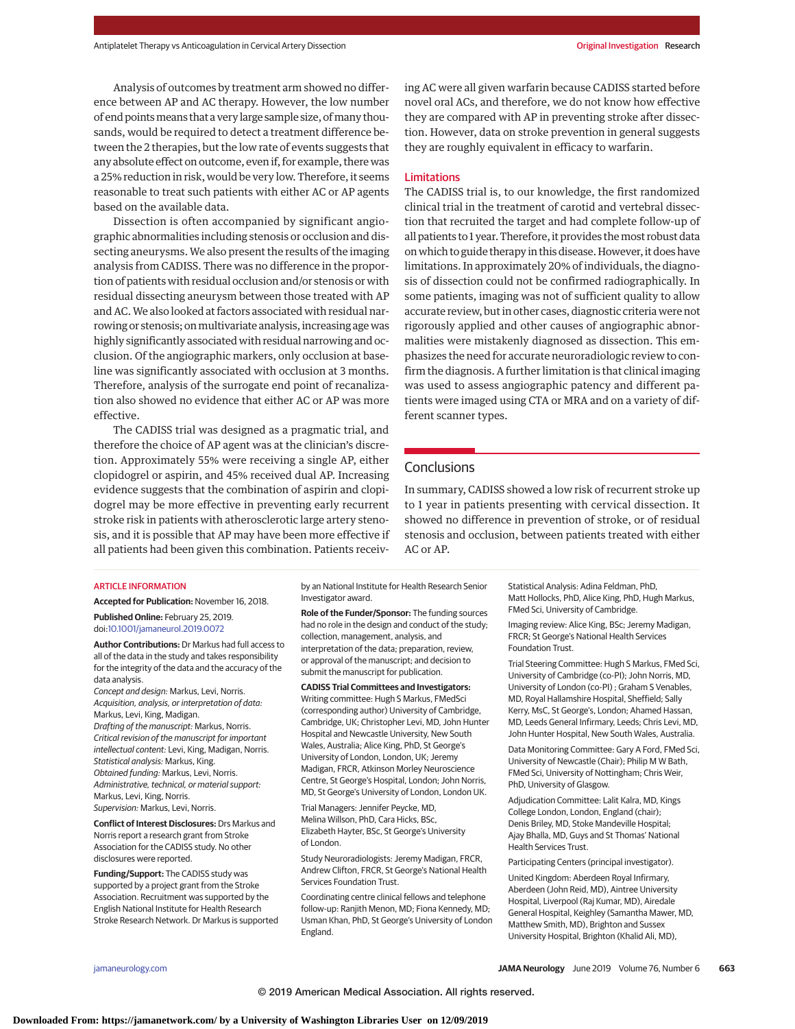Analysis of outcomes by treatment arm showed no difference between AP and AC therapy. However, the low number of end points means that a very large sample size, of many thousands, would be required to detect a treatment difference between the 2 therapies, but the low rate of events suggests that any absolute effect on outcome, even if, for example, there was a 25% reduction in risk, would be very low. Therefore, it seems reasonable to treat such patients with either AC or AP agents based on the available data.

Dissection is often accompanied by significant angiographic abnormalities including stenosis or occlusion and dissecting aneurysms. We also present the results of the imaging analysis from CADISS. There was no difference in the proportion of patients with residual occlusion and/or stenosis or with residual dissecting aneurysm between those treated with AP and AC. We also looked at factors associated with residual narrowing or stenosis; on multivariate analysis, increasing age was highly significantly associated with residual narrowing and occlusion. Of the angiographic markers, only occlusion at baseline was significantly associated with occlusion at 3 months. Therefore, analysis of the surrogate end point of recanalization also showed no evidence that either AC or AP was more effective.

The CADISS trial was designed as a pragmatic trial, and therefore the choice of AP agent was at the clinician's discretion. Approximately 55% were receiving a single AP, either clopidogrel or aspirin, and 45% received dual AP. Increasing evidence suggests that the combination of aspirin and clopidogrel may be more effective in preventing early recurrent stroke risk in patients with atherosclerotic large artery stenosis, and it is possible that AP may have been more effective if all patients had been given this combination. Patients receiving AC were all given warfarin because CADISS started before novel oral ACs, and therefore, we do not know how effective they are compared with AP in preventing stroke after dissection. However, data on stroke prevention in general suggests they are roughly equivalent in efficacy to warfarin.

### Limitations

The CADISS trial is, to our knowledge, the first randomized clinical trial in the treatment of carotid and vertebral dissection that recruited the target and had complete follow-up of all patients to 1 year. Therefore, it provides the most robust data on which to guide therapy in this disease. However, it does have limitations. In approximately 20% of individuals, the diagnosis of dissection could not be confirmed radiographically. In some patients, imaging was not of sufficient quality to allow accurate review, but in other cases, diagnostic criteria were not rigorously applied and other causes of angiographic abnormalities were mistakenly diagnosed as dissection. This emphasizes the need for accurate neuroradiologic review to confirm the diagnosis. A further limitation is that clinical imaging was used to assess angiographic patency and different patients were imaged using CTA or MRA and on a variety of different scanner types.

## Conclusions

In summary, CADISS showed a low risk of recurrent stroke up to 1 year in patients presenting with cervical dissection. It showed no difference in prevention of stroke, or of residual stenosis and occlusion, between patients treated with either AC or AP.

ARTICLE INFORMATION

**Accepted for Publication:** November 16, 2018.

**Published Online:** February 25, 2019. doi:10.1001/jamaneurol.2019.0072

**Author Contributions:** Dr Markus had full access to all of the data in the study and takes responsibility for the integrity of the data and the accuracy of the data analysis.
*Concept and design:* Markus, Levi, Norris.
*Acquisition, analysis, or interpretation of data:* Markus, Levi, King, Madigan.
*Drafting of the manuscript:* Markus, Norris.
*Critical revision of the manuscript for important intellectual content:* Levi, King, Madigan, Norris.
*Statistical analysis:* Markus, King.
*Obtained funding:* Markus, Levi, Norris.
*Administrative, technical, or material support:* Markus, Levi, King, Norris.
*Supervision:* Markus, Levi, Norris.

**Conflict of Interest Disclosures:** Drs Markus and Norris report a research grant from Stroke Association for the CADISS study. No other disclosures were reported.

**Funding/Support:** The CADISS study was supported by a project grant from the Stroke Association. Recruitment was supported by the English National Institute for Health Research Stroke Research Network. Dr Markus is supported by an National Institute for Health Research Senior Investigator award.

**Role of the Funder/Sponsor:** The funding sources had no role in the design and conduct of the study; collection, management, analysis, and interpretation of the data; preparation, review, or approval of the manuscript; and decision to submit the manuscript for publication.

**CADISS Trial Committees and Investigators:** Writing committee: Hugh S Markus, FMedSci (corresponding author) University of Cambridge, Cambridge, UK; Christopher Levi, MD, John Hunter Hospital and Newcastle University, New South Wales, Australia; Alice King, PhD, St George's University of London, London, UK; Jeremy Madigan, FRCR, Atkinson Morley Neuroscience Centre, St George's Hospital, London; John Norris, MD, St George's University of London, London UK.

Trial Managers: Jennifer Peycke, MD, Melina Willson, PhD, Cara Hicks, BSc, Elizabeth Hayter, BSc, St George's University of London.

Study Neuroradiologists: Jeremy Madigan, FRCR, Andrew Clifton, FRCR, St George's National Health Services Foundation Trust.

Coordinating centre clinical fellows and telephone follow-up: Ranjith Menon, MD; Fiona Kennedy, MD; Usman Khan, PhD, St George's University of London England.

Statistical Analysis: Adina Feldman, PhD, Matt Hollocks, PhD, Alice King, PhD, Hugh Markus, FMed Sci, University of Cambridge.

Imaging review: Alice King, BSc; Jeremy Madigan, FRCR; St George's National Health Services Foundation Trust.

Trial Steering Committee: Hugh S Markus, FMed Sci, University of Cambridge (co-PI); John Norris, MD, University of London (co-PI) ; Graham S Venables, MD, Royal Hallamshire Hospital, Sheffield; Sally Kerry, MsC, St George's, London; Ahamed Hassan, MD, Leeds General Infirmary, Leeds; Chris Levi, MD, John Hunter Hospital, New South Wales, Australia.

Data Monitoring Committee: Gary A Ford, FMed Sci, University of Newcastle (Chair); Philip M W Bath, FMed Sci, University of Nottingham; Chris Weir, PhD, University of Glasgow.

Adjudication Committee: Lalit Kalra, MD, Kings College London, London, England (chair); Denis Briley, MD, Stoke Mandeville Hospital; Ajay Bhalla, MD, Guys and St Thomas' National Health Services Trust.

Participating Centers (principal investigator).

United Kingdom: Aberdeen Royal Infirmary, Aberdeen (John Reid, MD), Aintree University Hospital, Liverpool (Raj Kumar, MD), Airedale General Hospital, Keighley (Samantha Mawer, MD, Matthew Smith, MD), Brighton and Sussex University Hospital, Brighton (Khalid Ali, MD),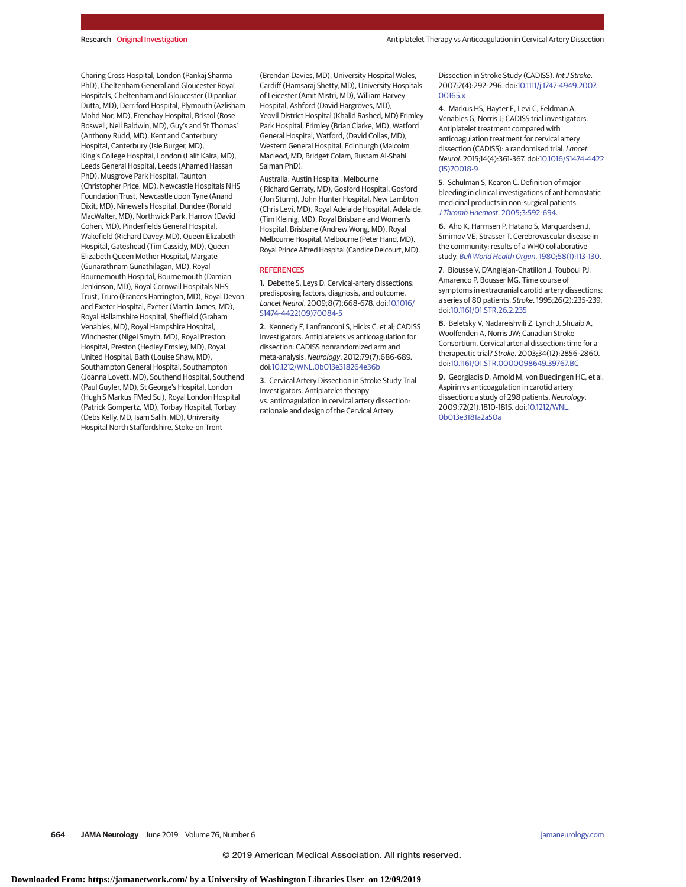Charing Cross Hospital, London (Pankaj Sharma PhD), Cheltenham General and Gloucester Royal Hospitals, Cheltenham and Gloucester (Dipankar Dutta, MD), Derriford Hospital, Plymouth (Azlisham Mohd Nor, MD), Frenchay Hospital, Bristol (Rose Boswell, Neil Baldwin, MD), Guy's and St Thomas' (Anthony Rudd, MD), Kent and Canterbury Hospital, Canterbury (Isle Burger, MD), King's College Hospital, London (Lalit Kalra, MD), Leeds General Hospital, Leeds (Ahamed Hassan PhD), Musgrove Park Hospital, Taunton (Christopher Price, MD), Newcastle Hospitals NHS Foundation Trust, Newcastle upon Tyne (Anand Dixit, MD), Ninewells Hospital, Dundee (Ronald MacWalter, MD), Northwick Park, Harrow (David Cohen, MD), Pinderfields General Hospital, Wakefield (Richard Davey, MD), Queen Elizabeth Hospital, Gateshead (Tim Cassidy, MD), Queen Elizabeth Queen Mother Hospital, Margate (Gunarathnam Gunathilagan, MD), Royal Bournemouth Hospital, Bournemouth (Damian Jenkinson, MD), Royal Cornwall Hospitals NHS Trust, Truro (Frances Harrington, MD), Royal Devon and Exeter Hospital, Exeter (Martin James, MD), Royal Hallamshire Hospital, Sheffield (Graham Venables, MD), Royal Hampshire Hospital, Winchester (Nigel Smyth, MD), Royal Preston Hospital, Preston (Hedley Emsley, MD), Royal United Hospital, Bath (Louise Shaw, MD), Southampton General Hospital, Southampton (Joanna Lovett, MD), Southend Hospital, Southend (Paul Guyler, MD), St George's Hospital, London (Hugh S Markus FMed Sci), Royal London Hospital (Patrick Gompertz, MD), Torbay Hospital, Torbay (Debs Kelly, MD, Isam Salih, MD), University Hospital North Staffordshire, Stoke-on Trent (Brendan Davies, MD), University Hospital Wales, Cardiff (Hamsaraj Shetty, MD), University Hospitals of Leicester (Amit Mistri, MD), William Harvey Hospital, Ashford (David Hargroves, MD), Yeovil District Hospital (Khalid Rashed, MD) Frimley Park Hospital, Frimley (Brian Clarke, MD), Watford General Hospital, Watford, (David Collas, MD), Western General Hospital, Edinburgh (Malcolm Macleod, MD, Bridget Colam, Rustam Al-Shahi Salman PhD).

Australia: Austin Hospital, Melbourne ( Richard Gerraty, MD), Gosford Hospital, Gosford (Jon Sturm), John Hunter Hospital, New Lambton (Chris Levi, MD), Royal Adelaide Hospital, Adelaide, (Tim Kleinig, MD), Royal Brisbane and Women's Hospital, Brisbane (Andrew Wong, MD), Royal Melbourne Hospital, Melbourne (Peter Hand, MD), Royal Prince Alfred Hospital (Candice Delcourt, MD).

## REFERENCES

1. Debette S, Leys D. Cervical-artery dissections: predisposing factors, diagnosis, and outcome. *Lancet Neurol*. 2009;8(7):668-678. doi:10.1016/S1474-4422(09)70084-5

2. Kennedy F, Lanfranconi S, Hicks C, et al; CADISS Investigators. Antiplatelets vs anticoagulation for dissection: CADISS nonrandomized arm and meta-analysis. *Neurology*. 2012;79(7):686-689. doi:10.1212/WNL.0b013e318264e36b

3. Cervical Artery Dissection in Stroke Study Trial Investigators. Antiplatelet therapy vs. anticoagulation in cervical artery dissection: rationale and design of the Cervical Artery Dissection in Stroke Study (CADISS). *Int J Stroke*. 2007;2(4):292-296. doi:10.1111/j.1747-4949.2007.00165.x

4. Markus HS, Hayter E, Levi C, Feldman A, Venables G, Norris J; CADISS trial investigators. Antiplatelet treatment compared with anticoagulation treatment for cervical artery dissection (CADISS): a randomised trial. *Lancet Neurol*. 2015;14(4):361-367. doi:10.1016/S1474-4422(15)70018-9

5. Schulman S, Kearon C. Definition of major bleeding in clinical investigations of antihemostatic medicinal products in non-surgical patients. *J Thromb Haemost*. 2005;3:592-694.

6. Aho K, Harmsen P, Hatano S, Marquardsen J, Smirnov VE, Strasser T. Cerebrovascular disease in the community: results of a WHO collaborative study. *Bull World Health Organ*. 1980;58(1):113-130.

7. Biousse V, D'Anglejan-Chatillon J, Touboul PJ, Amarenco P, Bousser MG. Time course of symptoms in extracranial carotid artery dissections: a series of 80 patients. *Stroke*. 1995;26(2):235-239. doi:10.1161/01.STR.26.2.235

8. Beletsky V, Nadareishvili Z, Lynch J, Shuaib A, Woolfenden A, Norris JW; Canadian Stroke Consortium. Cervical arterial dissection: time for a therapeutic trial? *Stroke*. 2003;34(12):2856-2860. doi:10.1161/01.STR.0000098649.39767.BC

9. Georgiadis D, Arnold M, von Buedingen HC, et al. Aspirin vs anticoagulation in carotid artery dissection: a study of 298 patients. *Neurology*. 2009;72(21):1810-1815. doi:10.1212/WNL.0b013e3181a2a50a